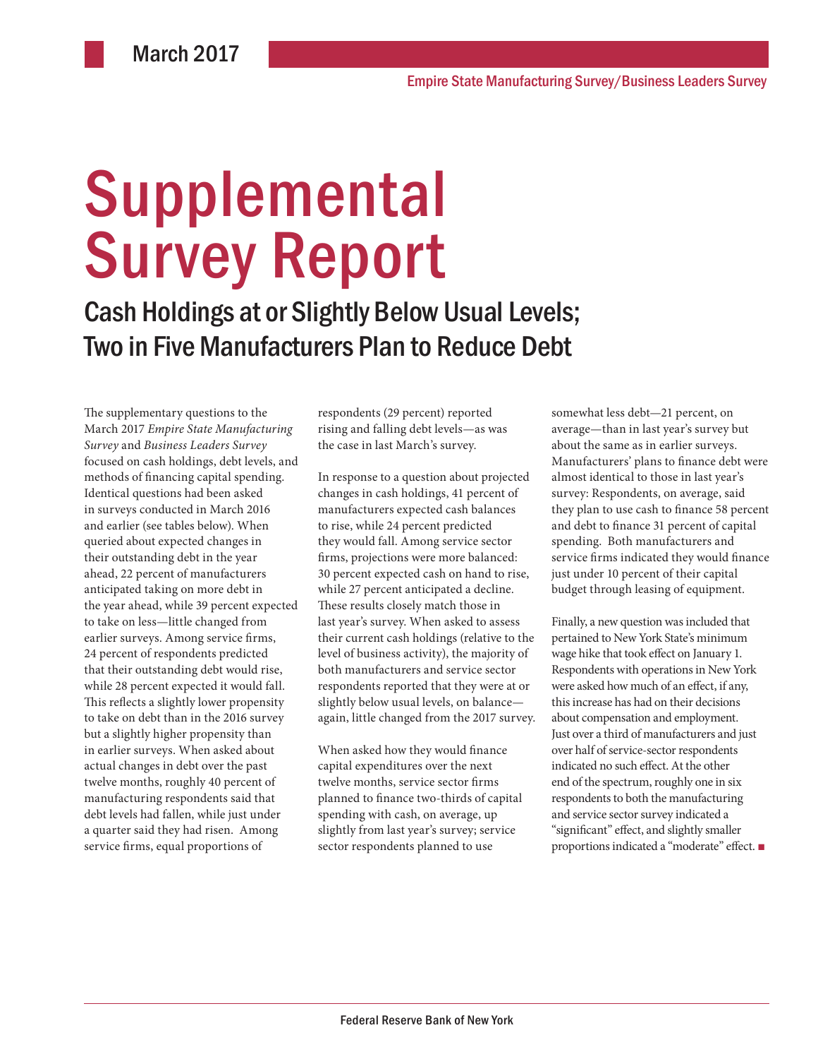March 2017

Empire State Manufacturing Survey/Business Leaders Survey

# Supplemental Survey Report

## Cash Holdings at or Slightly Below Usual Levels; Two in Five Manufacturers Plan to Reduce Debt

The supplementary questions to the March 2017 *Empire State Manufacturing Survey* and *Business Leaders Survey* focused on cash holdings, debt levels, and methods of financing capital spending. Identical questions had been asked in surveys conducted in March 2016 and earlier (see tables below). When queried about expected changes in their outstanding debt in the year ahead, 22 percent of manufacturers anticipated taking on more debt in the year ahead, while 39 percent expected to take on less—little changed from earlier surveys. Among service firms, 24 percent of respondents predicted that their outstanding debt would rise, while 28 percent expected it would fall. This reflects a slightly lower propensity to take on debt than in the 2016 survey but a slightly higher propensity than in earlier surveys. When asked about actual changes in debt over the past twelve months, roughly 40 percent of manufacturing respondents said that debt levels had fallen, while just under a quarter said they had risen. Among service firms, equal proportions of respondents (29 percent) reported rising and falling debt levels—as was the case in last March's survey.

In response to a question about projected changes in cash holdings, 41 percent of manufacturers expected cash balances to rise, while 24 percent predicted they would fall. Among service sector firms, projections were more balanced: 30 percent expected cash on hand to rise, while 27 percent anticipated a decline. These results closely match those in last year's survey. When asked to assess their current cash holdings (relative to the level of business activity), the majority of both manufacturers and service sector respondents reported that they were at or slightly below usual levels, on balance—again, little changed from the 2017 survey.

When asked how they would finance capital expenditures over the next twelve months, service sector firms planned to finance two-thirds of capital spending with cash, on average, up slightly from last year's survey; service sector respondents planned to use somewhat less debt—21 percent, on average—than in last year's survey but about the same as in earlier surveys. Manufacturers' plans to finance debt were almost identical to those in last year's survey: Respondents, on average, said they plan to use cash to finance 58 percent and debt to finance 31 percent of capital spending. Both manufacturers and service firms indicated they would finance just under 10 percent of their capital budget through leasing of equipment.

Finally, a new question was included that pertained to New York State's minimum wage hike that took effect on January 1. Respondents with operations in New York were asked how much of an effect, if any, this increase has had on their decisions about compensation and employment. Just over a third of manufacturers and just over half of service-sector respondents indicated no such effect. At the other end of the spectrum, roughly one in six respondents to both the manufacturing and service sector survey indicated a "significant" effect, and slightly smaller proportions indicated a "moderate" effect. ■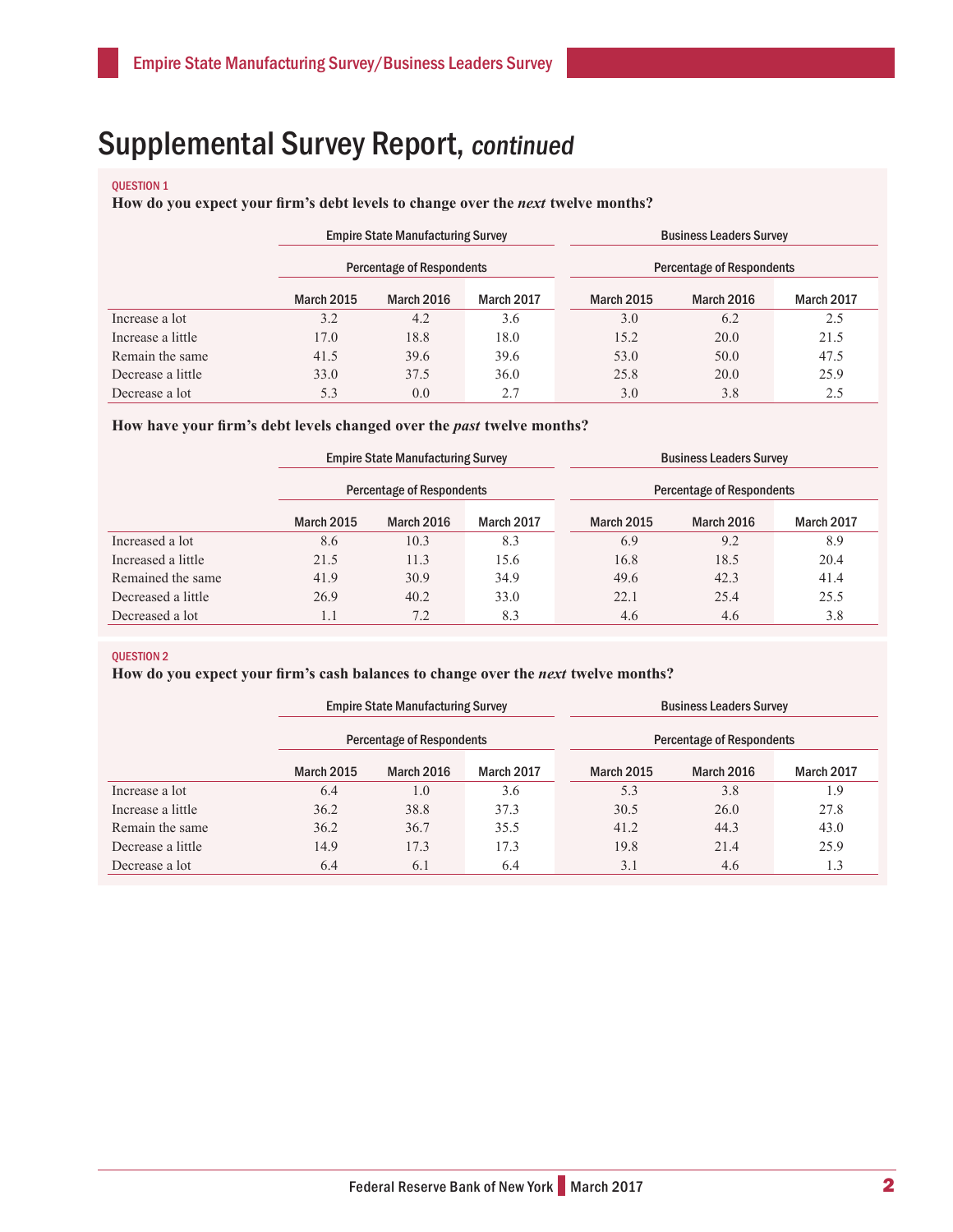# Supplemental Survey Report, *continued*

QUESTION 1

**How do you expect your firm's debt levels to change over the *next* twelve months?**

| | Empire State Manufacturing Survey | | | Business Leaders Survey | | |
|---|---|---|---|---|---|---|
| | Percentage of Respondents | | | Percentage of Respondents | | |
| | March 2015 | March 2016 | March 2017 | March 2015 | March 2016 | March 2017 |
| Increase a lot | 3.2 | 4.2 | 3.6 | 3.0 | 6.2 | 2.5 |
| Increase a little | 17.0 | 18.8 | 18.0 | 15.2 | 20.0 | 21.5 |
| Remain the same | 41.5 | 39.6 | 39.6 | 53.0 | 50.0 | 47.5 |
| Decrease a little | 33.0 | 37.5 | 36.0 | 25.8 | 20.0 | 25.9 |
| Decrease a lot | 5.3 | 0.0 | 2.7 | 3.0 | 3.8 | 2.5 |

**How have your firm's debt levels changed over the *past* twelve months?**

| | Empire State Manufacturing Survey | | | Business Leaders Survey | | |
|---|---|---|---|---|---|---|
| | Percentage of Respondents | | | Percentage of Respondents | | |
| | March 2015 | March 2016 | March 2017 | March 2015 | March 2016 | March 2017 |
| Increased a lot | 8.6 | 10.3 | 8.3 | 6.9 | 9.2 | 8.9 |
| Increased a little | 21.5 | 11.3 | 15.6 | 16.8 | 18.5 | 20.4 |
| Remained the same | 41.9 | 30.9 | 34.9 | 49.6 | 42.3 | 41.4 |
| Decreased a little | 26.9 | 40.2 | 33.0 | 22.1 | 25.4 | 25.5 |
| Decreased a lot | 1.1 | 7.2 | 8.3 | 4.6 | 4.6 | 3.8 |

QUESTION 2

**How do you expect your firm's cash balances to change over the *next* twelve months?**

| | Empire State Manufacturing Survey | | | Business Leaders Survey | | |
|---|---|---|---|---|---|---|
| | Percentage of Respondents | | | Percentage of Respondents | | |
| | March 2015 | March 2016 | March 2017 | March 2015 | March 2016 | March 2017 |
| Increase a lot | 6.4 | 1.0 | 3.6 | 5.3 | 3.8 | 1.9 |
| Increase a little | 36.2 | 38.8 | 37.3 | 30.5 | 26.0 | 27.8 |
| Remain the same | 36.2 | 36.7 | 35.5 | 41.2 | 44.3 | 43.0 |
| Decrease a little | 14.9 | 17.3 | 17.3 | 19.8 | 21.4 | 25.9 |
| Decrease a lot | 6.4 | 6.1 | 6.4 | 3.1 | 4.6 | 1.3 |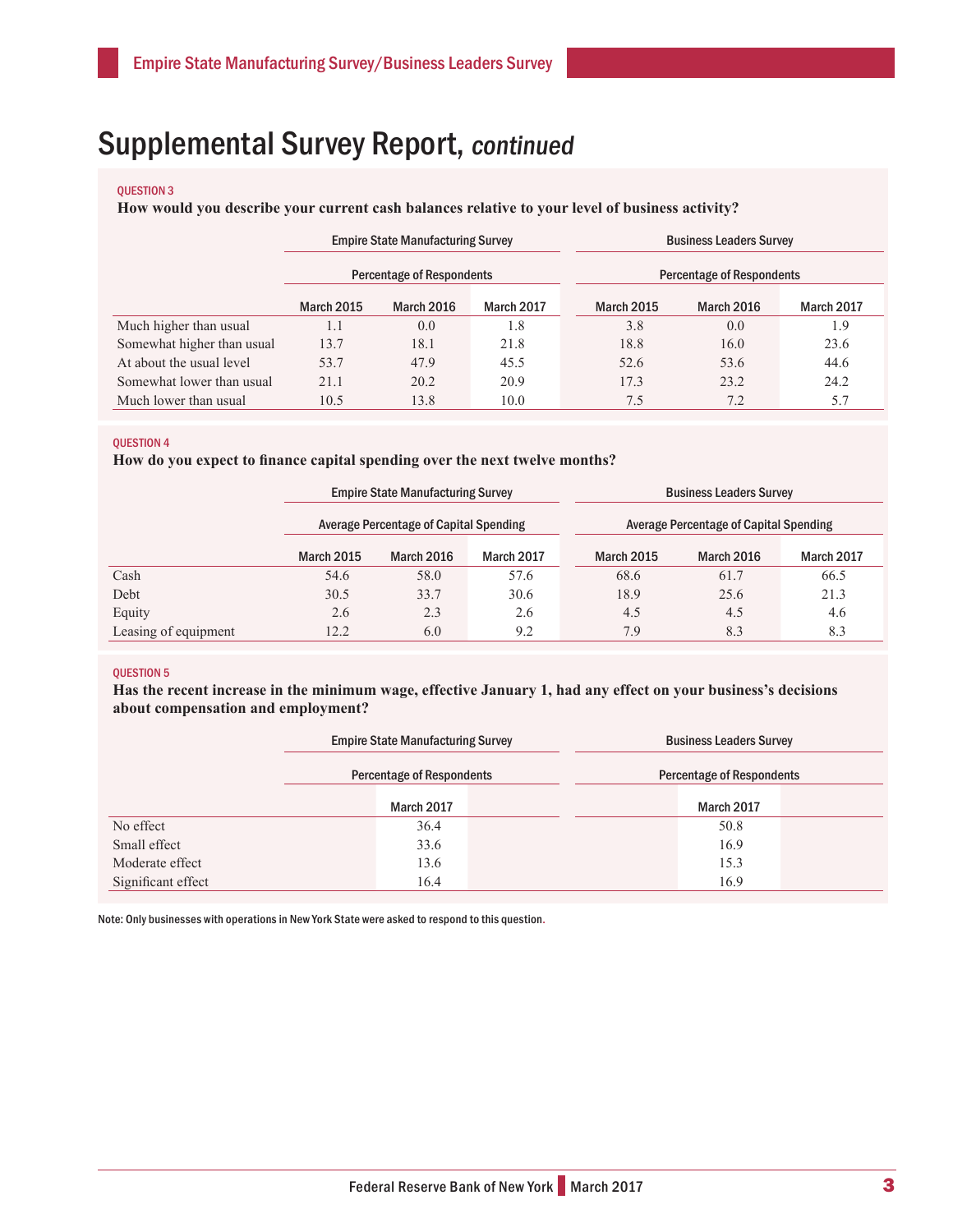# Supplemental Survey Report, *continued*

QUESTION 3

**How would you describe your current cash balances relative to your level of business activity?**

| | Empire State Manufacturing Survey | | | Business Leaders Survey | | |
|---|---|---|---|---|---|---|
| | Percentage of Respondents | | | Percentage of Respondents | | |
| | March 2015 | March 2016 | March 2017 | March 2015 | March 2016 | March 2017 |
| Much higher than usual | 1.1 | 0.0 | 1.8 | 3.8 | 0.0 | 1.9 |
| Somewhat higher than usual | 13.7 | 18.1 | 21.8 | 18.8 | 16.0 | 23.6 |
| At about the usual level | 53.7 | 47.9 | 45.5 | 52.6 | 53.6 | 44.6 |
| Somewhat lower than usual | 21.1 | 20.2 | 20.9 | 17.3 | 23.2 | 24.2 |
| Much lower than usual | 10.5 | 13.8 | 10.0 | 7.5 | 7.2 | 5.7 |

QUESTION 4

**How do you expect to finance capital spending over the next twelve months?**

| | Empire State Manufacturing Survey | | | Business Leaders Survey | | |
|---|---|---|---|---|---|---|
| | Average Percentage of Capital Spending | | | Average Percentage of Capital Spending | | |
| | March 2015 | March 2016 | March 2017 | March 2015 | March 2016 | March 2017 |
| Cash | 54.6 | 58.0 | 57.6 | 68.6 | 61.7 | 66.5 |
| Debt | 30.5 | 33.7 | 30.6 | 18.9 | 25.6 | 21.3 |
| Equity | 2.6 | 2.3 | 2.6 | 4.5 | 4.5 | 4.6 |
| Leasing of equipment | 12.2 | 6.0 | 9.2 | 7.9 | 8.3 | 8.3 |

QUESTION 5

**Has the recent increase in the minimum wage, effective January 1, had any effect on your business's decisions about compensation and employment?**

| | Empire State Manufacturing Survey | Business Leaders Survey |
|---|---|---|
| | Percentage of Respondents | Percentage of Respondents |
| | March 2017 | March 2017 |
| No effect | 36.4 | 50.8 |
| Small effect | 33.6 | 16.9 |
| Moderate effect | 13.6 | 15.3 |
| Significant effect | 16.4 | 16.9 |

Note: Only businesses with operations in New York State were asked to respond to this question.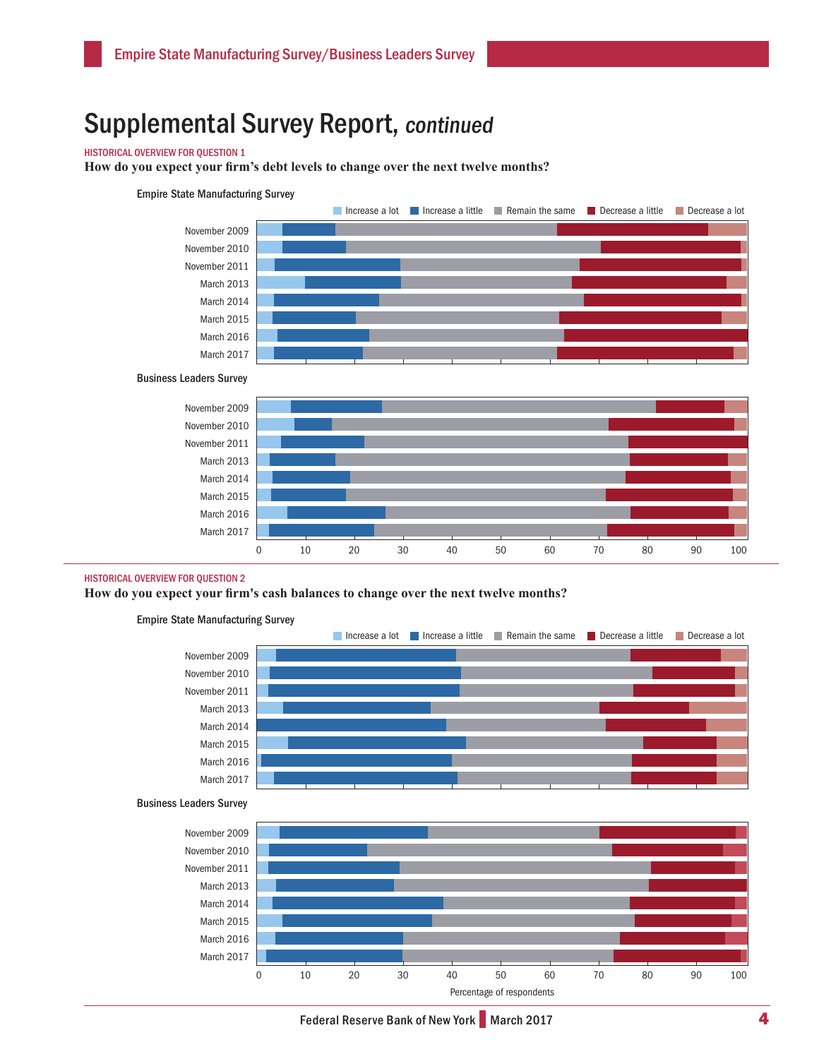# Supplemental Survey Report, *continued*

HISTORICAL OVERVIEW FOR QUESTION 1

**How do you expect your firm's debt levels to change over the next twelve months?**

Empire State Manufacturing Survey

Increase a lot | Increase a little | Remain the same | Decrease a little | Decrease a lot

November 2009
November 2010
November 2011
March 2013
March 2014
March 2015
March 2016
March 2017

Business Leaders Survey

November 2009
November 2010
November 2011
March 2013
March 2014
March 2015
March 2016
March 2017

0 10 20 30 40 50 60 70 80 90 100

HISTORICAL OVERVIEW FOR QUESTION 2

**How do you expect your firm's cash balances to change over the next twelve months?**

Empire State Manufacturing Survey

Increase a lot | Increase a little | Remain the same | Decrease a little | Decrease a lot

November 2009
November 2010
November 2011
March 2013
March 2014
March 2015
March 2016
March 2017

Business Leaders Survey

November 2009
November 2010
November 2011
March 2013
March 2014
March 2015
March 2016
March 2017

0 10 20 30 40 50 60 70 80 90 100

Percentage of respondents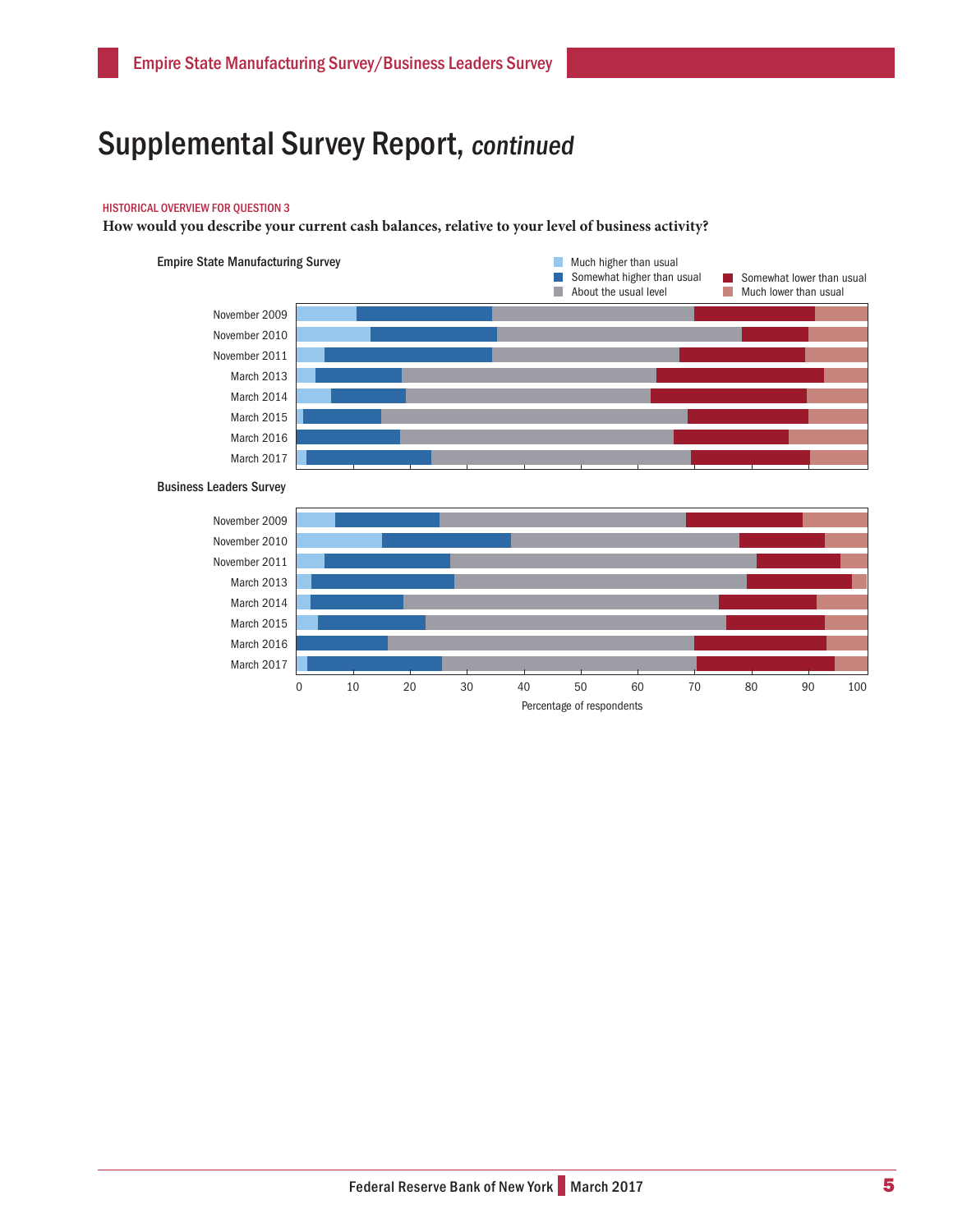# Supplemental Survey Report, *continued*

HISTORICAL OVERVIEW FOR QUESTION 3

**How would you describe your current cash balances, relative to your level of business activity?**

Empire State Manufacturing Survey

Much higher than usual
Somewhat higher than usual
About the usual level
Somewhat lower than usual
Much lower than usual

November 2009
November 2010
November 2011
March 2013
March 2014
March 2015
March 2016
March 2017

Business Leaders Survey

November 2009
November 2010
November 2011
March 2013
March 2014
March 2015
March 2016
March 2017

0 10 20 30 40 50 60 70 80 90 100

Percentage of respondents